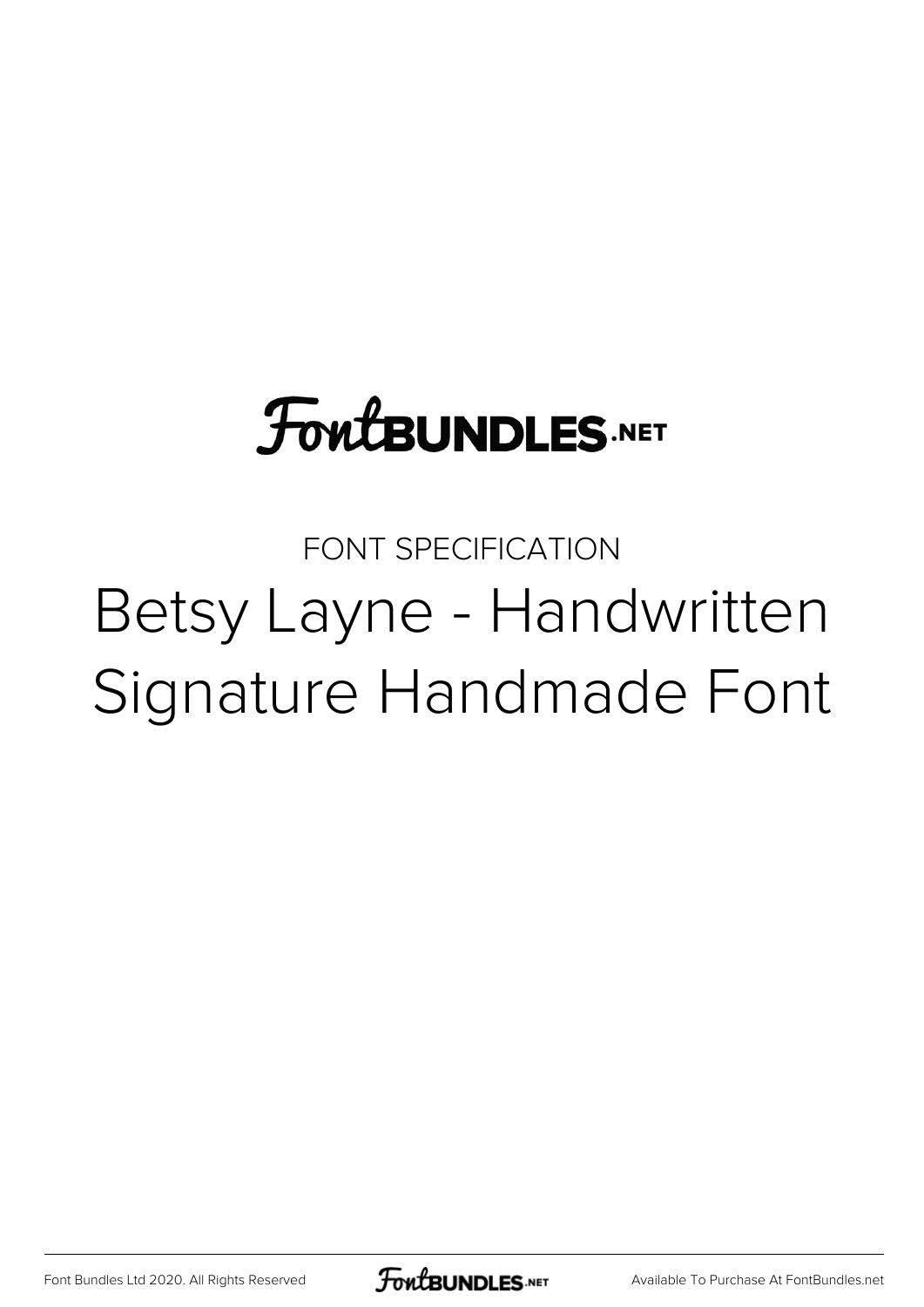FontBUNDLES.NET

FONT SPECIFICATION

# Betsy Layne - Handwritten Signature Handmade Font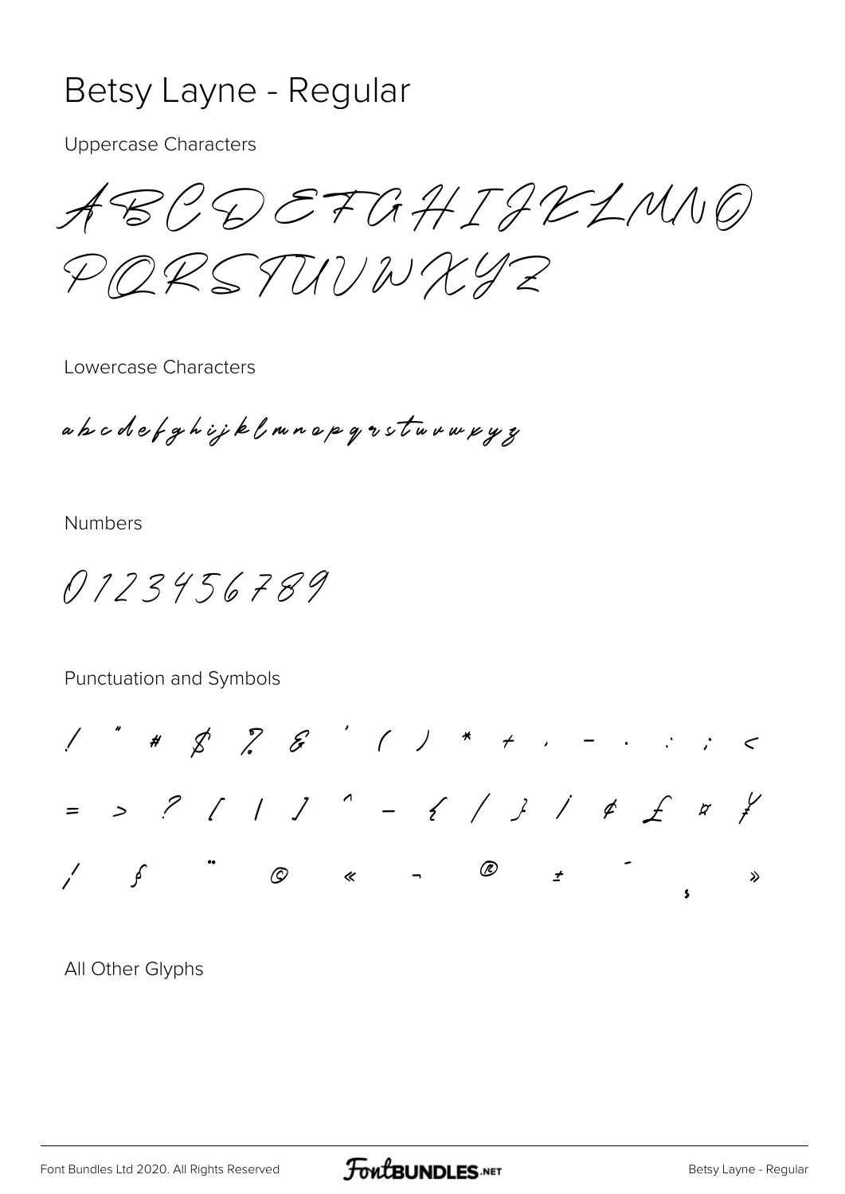# Betsy Layne - Regular

Uppercase Characters

ABCDEFGHIJKLMNO
PQRSTUVWXYZ

Lowercase Characters

abcdefghijklmnopqrstuvwxyz

Numbers

0123456789

Punctuation and Symbols

! " # $ % & ' ( ) * + , - . : ; <
= > ? [ \ ] ^ _ { | } ¡ ¢ £ ¤ ¥
¦ § ¨ © « ¬ ® ± ´ ¸ »

All Other Glyphs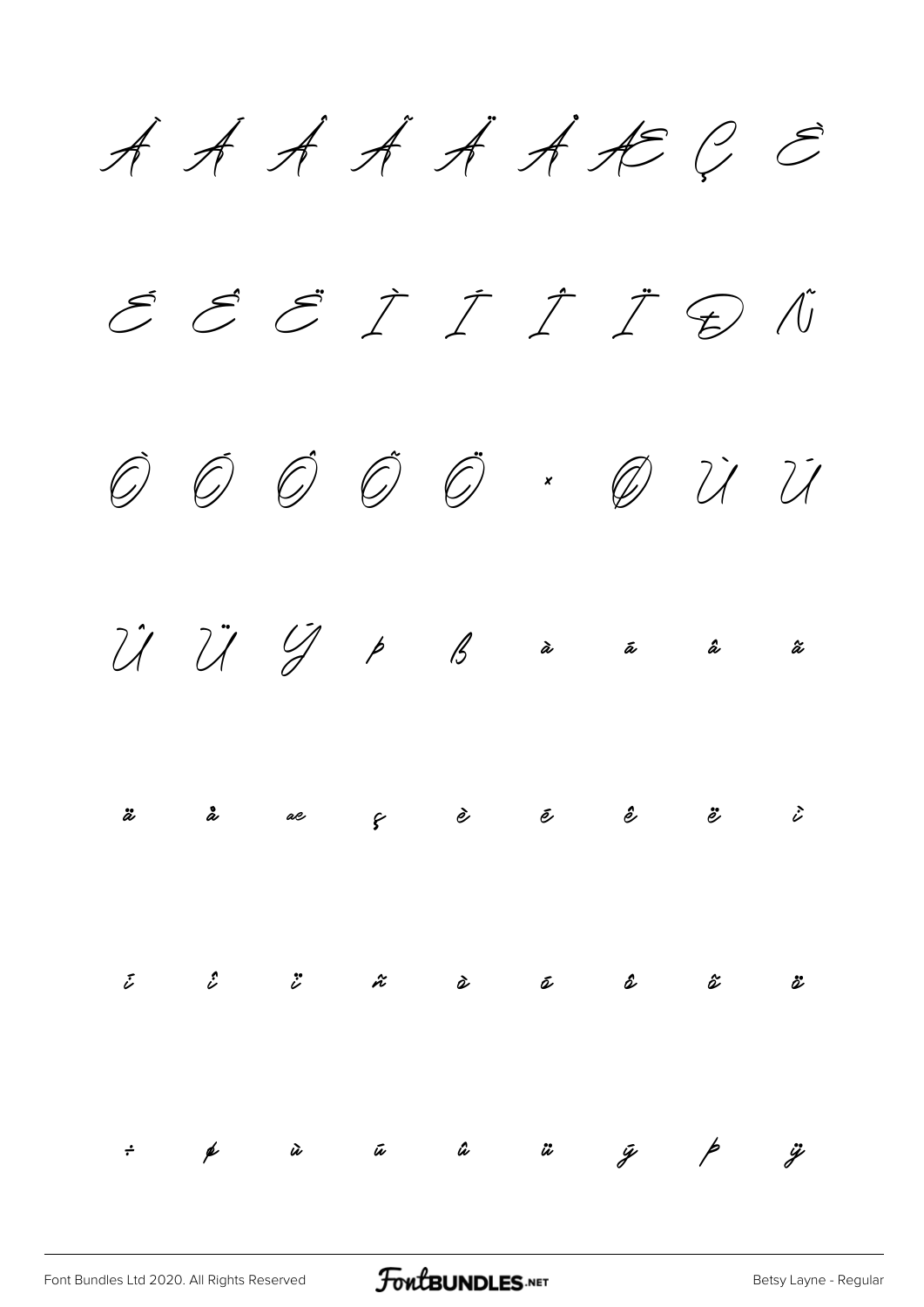À Á Â Ã Ä Å Æ Ç È

É Ê Ë Ì Í Î Ï Ð Ñ

Ò Ó Ô Õ Ö × Ø Ù Ú

Û Ü Ý Þ ß à á â ã

ä å æ ç è é ê ë ì

í î ï ñ ò ó ô õ ö

÷ ø ù ú û ü ý þ ÿ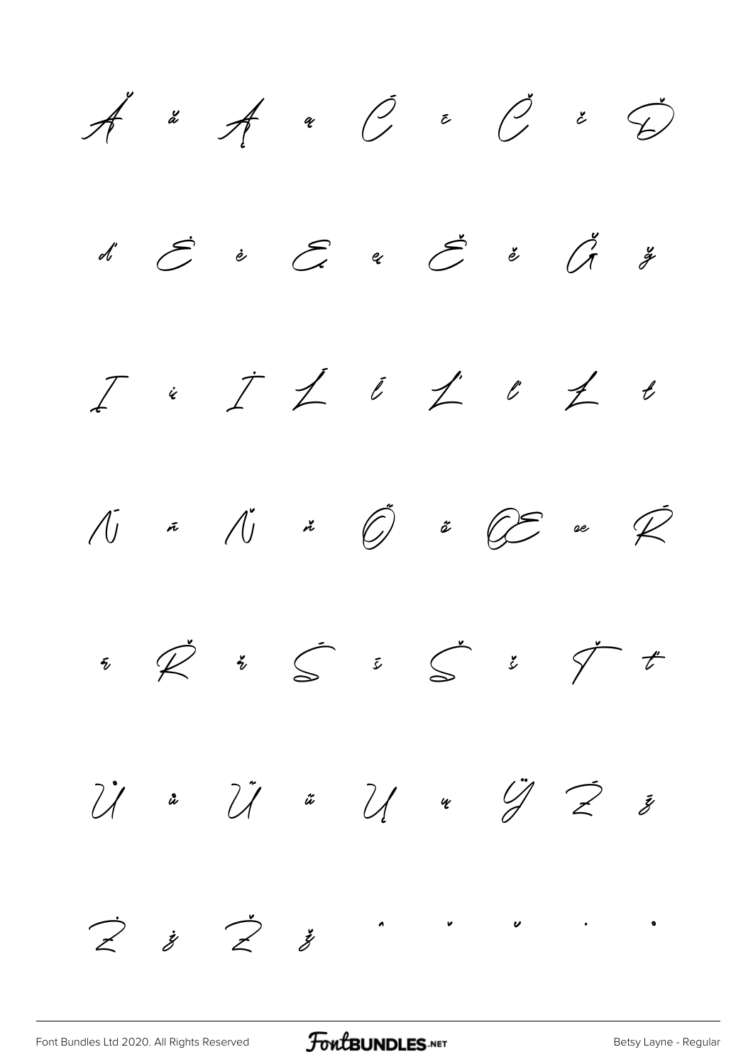Ă ă Ą ą Ć ć Č č Ď

ď Ė ė Ę ę Ě ě Ğ ğ

Į į İ Ĺ ĺ Ľ ľ Ł ł

Ń ń Ň ň Ő ő Œ œ Ŕ

ŕ Ř ř Ś ś Š š Ť ť

Ů ů Ű ű Ų ų Ÿ Ź ź

Ż ż Ž ž ˆ ˇ ˘ ˙ ˚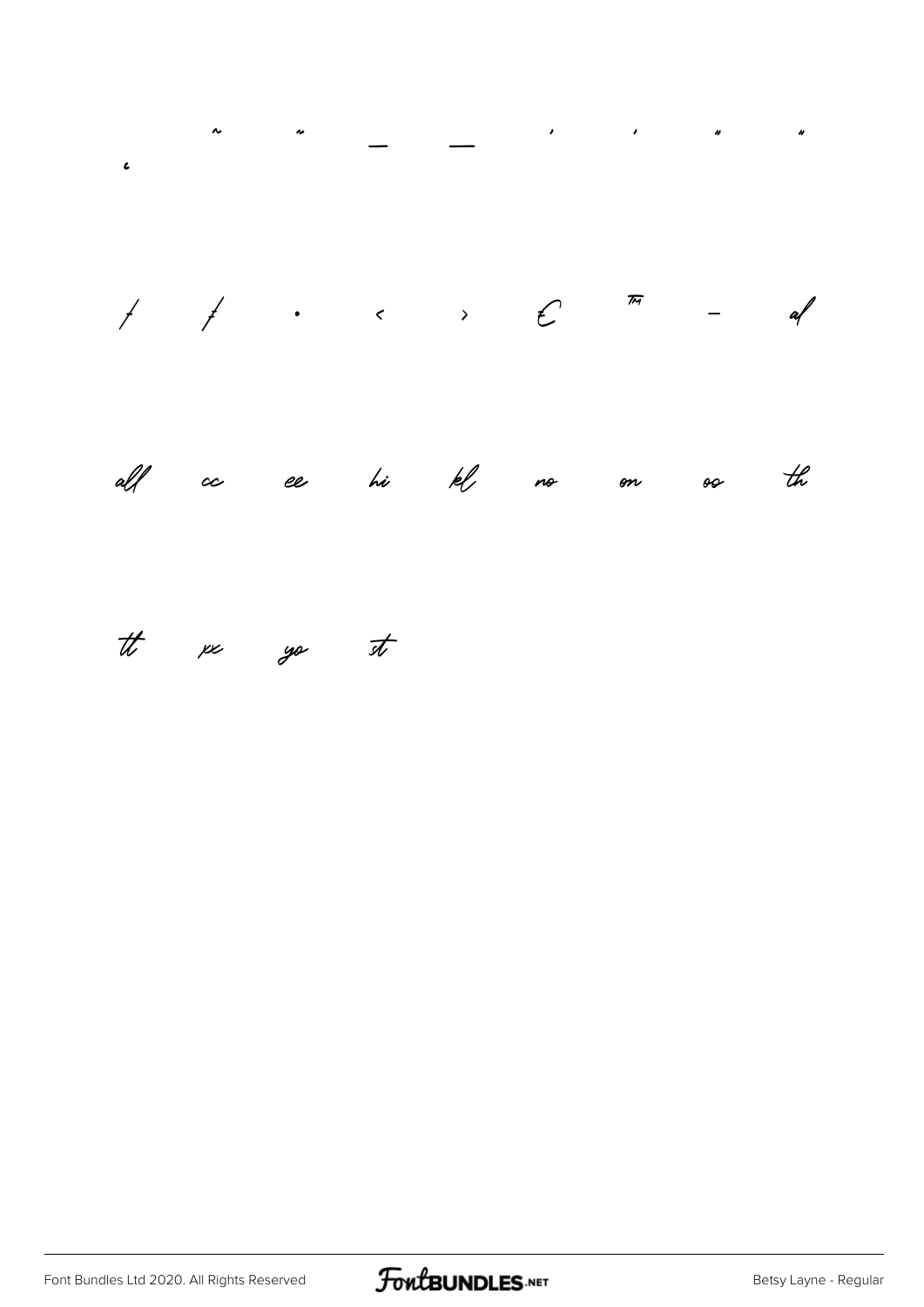¸ ˜ ˝ – — ' ' " "
‘

/ ⁄ • ‹ › € ™ − af

all cc ee hi kl no on oo th

tt xe yo st